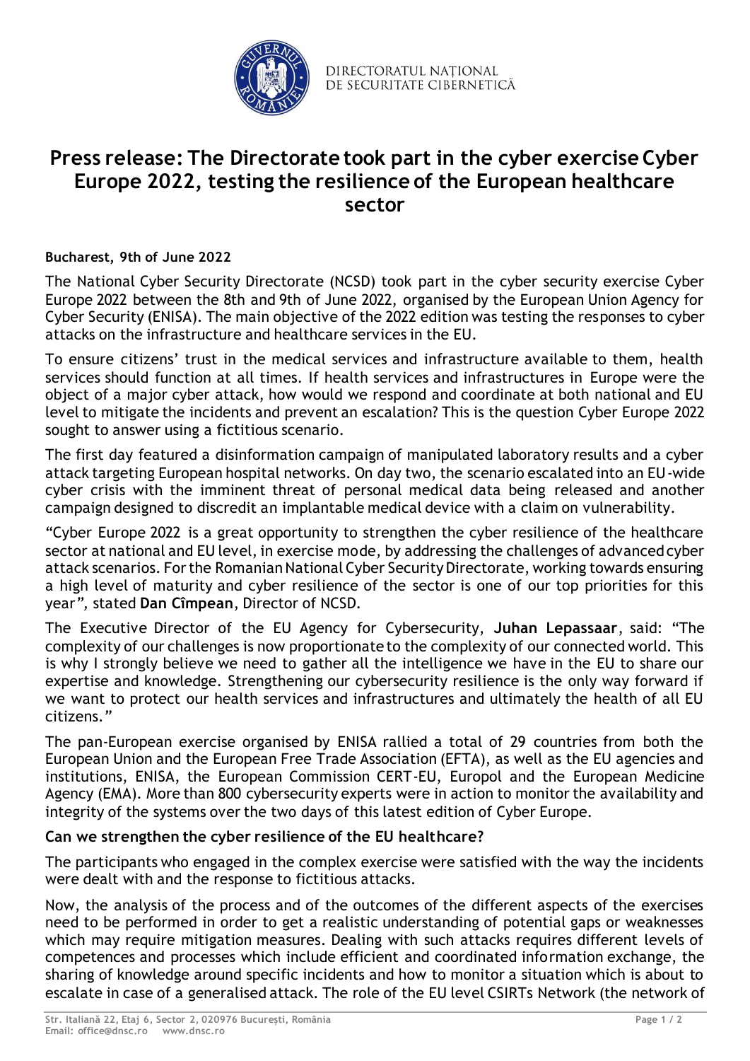DIRECTORATUL NAȚIONAL DE SECURITATE CIBERNETICĂ

# Press release: The Directorate took part in the cyber exercise Cyber Europe 2022, testing the resilience of the European healthcare sector

**Bucharest, 9th of June 2022**

The National Cyber Security Directorate (NCSD) took part in the cyber security exercise Cyber Europe 2022 between the 8th and 9th of June 2022, organised by the European Union Agency for Cyber Security (ENISA). The main objective of the 2022 edition was testing the responses to cyber attacks on the infrastructure and healthcare services in the EU.

To ensure citizens' trust in the medical services and infrastructure available to them, health services should function at all times. If health services and infrastructures in Europe were the object of a major cyber attack, how would we respond and coordinate at both national and EU level to mitigate the incidents and prevent an escalation? This is the question Cyber Europe 2022 sought to answer using a fictitious scenario.

The first day featured a disinformation campaign of manipulated laboratory results and a cyber attack targeting European hospital networks. On day two, the scenario escalated into an EU-wide cyber crisis with the imminent threat of personal medical data being released and another campaign designed to discredit an implantable medical device with a claim on vulnerability.

"Cyber Europe 2022 is a great opportunity to strengthen the cyber resilience of the healthcare sector at national and EU level, in exercise mode, by addressing the challenges of advanced cyber attack scenarios. For the Romanian National Cyber Security Directorate, working towards ensuring a high level of maturity and cyber resilience of the sector is one of our top priorities for this year", stated **Dan Cîmpean**, Director of NCSD.

The Executive Director of the EU Agency for Cybersecurity, **Juhan Lepassaar**, said: "The complexity of our challenges is now proportionate to the complexity of our connected world. This is why I strongly believe we need to gather all the intelligence we have in the EU to share our expertise and knowledge. Strengthening our cybersecurity resilience is the only way forward if we want to protect our health services and infrastructures and ultimately the health of all EU citizens."

The pan-European exercise organised by ENISA rallied a total of 29 countries from both the European Union and the European Free Trade Association (EFTA), as well as the EU agencies and institutions, ENISA, the European Commission CERT-EU, Europol and the European Medicine Agency (EMA). More than 800 cybersecurity experts were in action to monitor the availability and integrity of the systems over the two days of this latest edition of Cyber Europe.

**Can we strengthen the cyber resilience of the EU healthcare?**

The participants who engaged in the complex exercise were satisfied with the way the incidents were dealt with and the response to fictitious attacks.

Now, the analysis of the process and of the outcomes of the different aspects of the exercises need to be performed in order to get a realistic understanding of potential gaps or weaknesses which may require mitigation measures. Dealing with such attacks requires different levels of competences and processes which include efficient and coordinated information exchange, the sharing of knowledge around specific incidents and how to monitor a situation which is about to escalate in case of a generalised attack. The role of the EU level CSIRTs Network (the network of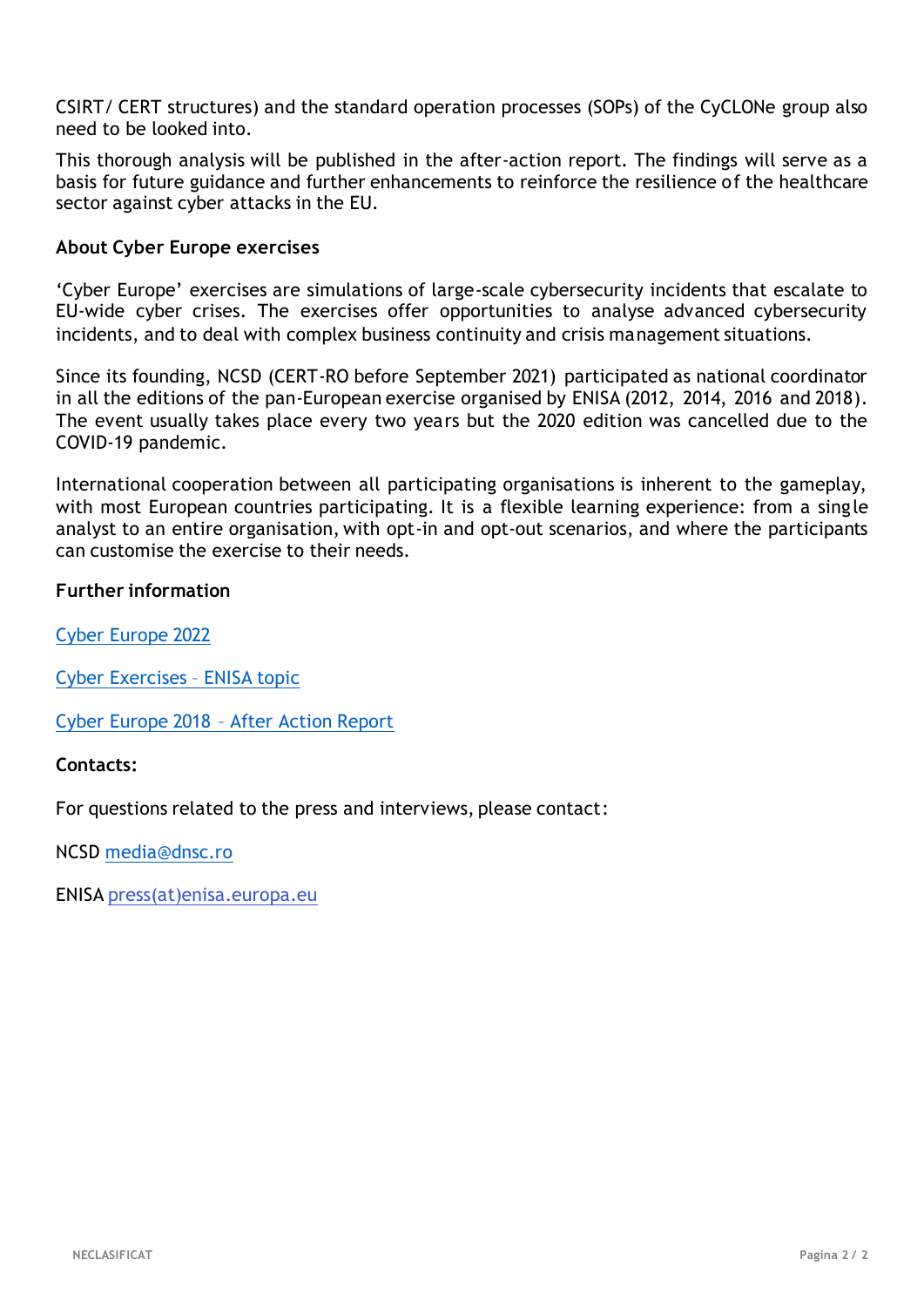CSIRT/ CERT structures) and the standard operation processes (SOPs) of the CyCLONe group also need to be looked into.

This thorough analysis will be published in the after-action report. The findings will serve as a basis for future guidance and further enhancements to reinforce the resilience of the healthcare sector against cyber attacks in the EU.

**About Cyber Europe exercises**

'Cyber Europe' exercises are simulations of large-scale cybersecurity incidents that escalate to EU-wide cyber crises. The exercises offer opportunities to analyse advanced cybersecurity incidents, and to deal with complex business continuity and crisis management situations.

Since its founding, NCSD (CERT-RO before September 2021) participated as national coordinator in all the editions of the pan-European exercise organised by ENISA (2012, 2014, 2016 and 2018). The event usually takes place every two years but the 2020 edition was cancelled due to the COVID-19 pandemic.

International cooperation between all participating organisations is inherent to the gameplay, with most European countries participating. It is a flexible learning experience: from a single analyst to an entire organisation, with opt-in and opt-out scenarios, and where the participants can customise the exercise to their needs.

**Further information**

Cyber Europe 2022

Cyber Exercises – ENISA topic

Cyber Europe 2018 – After Action Report

**Contacts:**

For questions related to the press and interviews, please contact:

NCSD media@dnsc.ro

ENISA press(at)enisa.europa.eu